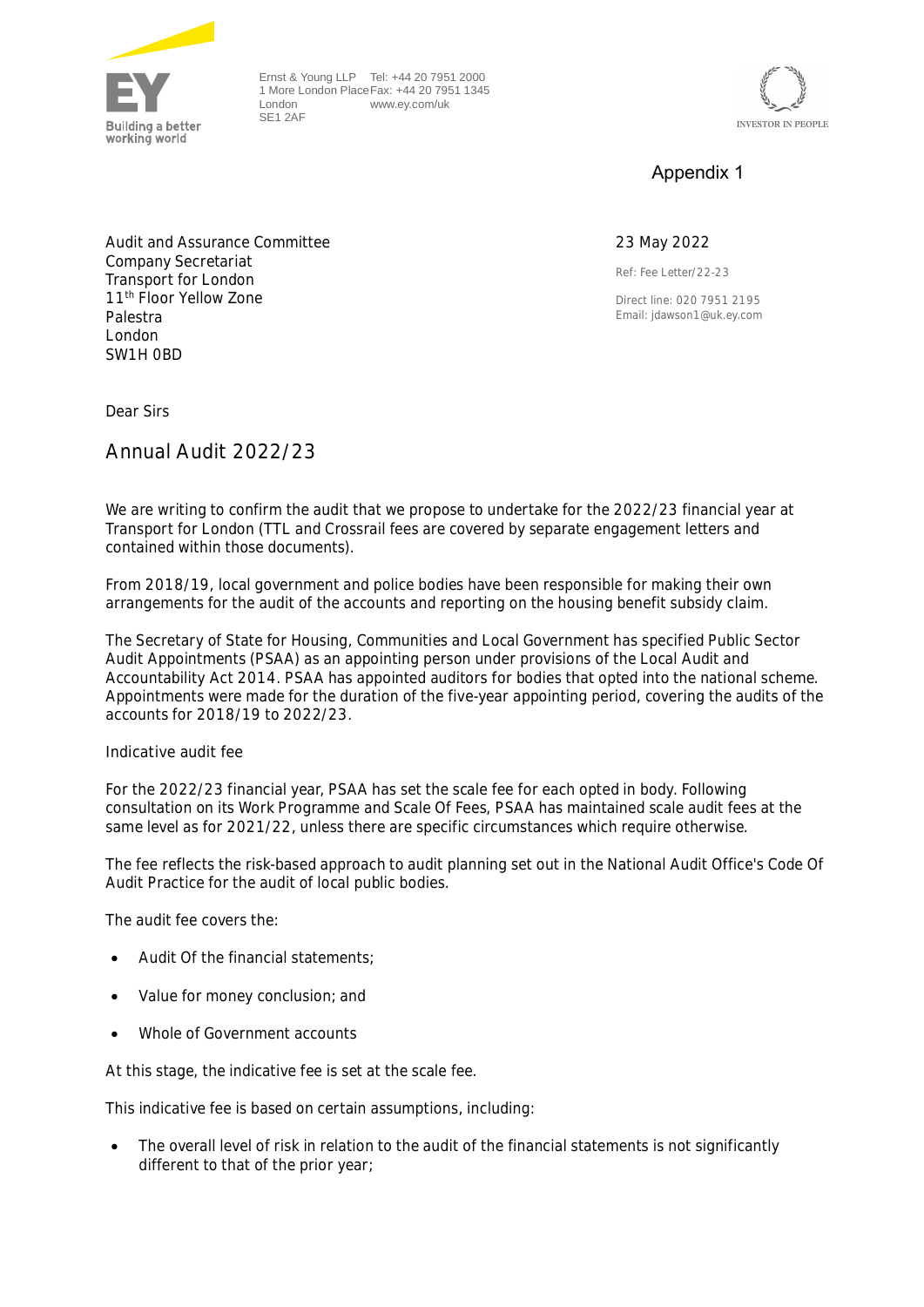Ernst & Young LLP
1 More London Place
London
SE1 2AF

Tel: +44 20 7951 2000
Fax: +44 20 7951 1345
www.ey.com/uk

Appendix 1

Audit and Assurance Committee
Company Secretariat
Transport for London
11th Floor Yellow Zone
Palestra
London
SW1H 0BD

23 May 2022

Ref: Fee Letter/22-23

Direct line: 020 7951 2195
Email: jdawson1@uk.ey.com

Dear Sirs

## Annual Audit 2022/23

We are writing to confirm the audit that we propose to undertake for the 2022/23 financial year at Transport for London (TTL and Crossrail fees are covered by separate engagement letters and contained within those documents).

From 2018/19, local government and police bodies have been responsible for making their own arrangements for the audit of the accounts and reporting on the housing benefit subsidy claim.

The Secretary of State for Housing, Communities and Local Government has specified Public Sector Audit Appointments (PSAA) as an appointing person under provisions of the Local Audit and Accountability Act 2014. PSAA has appointed auditors for bodies that opted into the national scheme. Appointments were made for the duration of the five-year appointing period, covering the audits of the accounts for 2018/19 to 2022/23.

Indicative audit fee

For the 2022/23 financial year, PSAA has set the scale fee for each opted in body. Following consultation on its Work Programme and Scale Of Fees, PSAA has maintained scale audit fees at the same level as for 2021/22, unless there are specific circumstances which require otherwise.

The fee reflects the risk-based approach to audit planning set out in the National Audit Office's Code Of Audit Practice for the audit of local public bodies.

The audit fee covers the:

- Audit Of the financial statements;
- Value for money conclusion; and
- Whole of Government accounts

At this stage, the indicative fee is set at the scale fee.

This indicative fee is based on certain assumptions, including:

- The overall level of risk in relation to the audit of the financial statements is not significantly different to that of the prior year;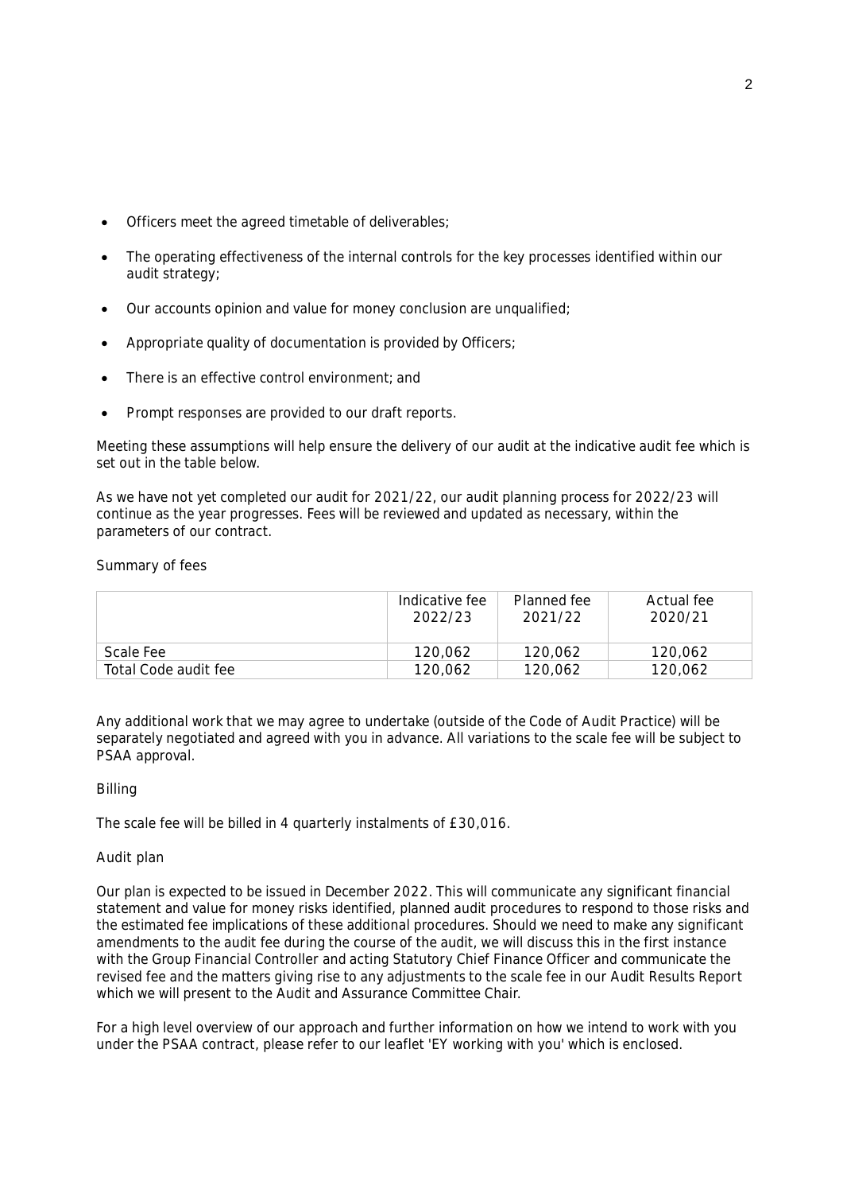- Officers meet the agreed timetable of deliverables;
- The operating effectiveness of the internal controls for the key processes identified within our audit strategy;
- Our accounts opinion and value for money conclusion are unqualified;
- Appropriate quality of documentation is provided by Officers;
- There is an effective control environment; and
- Prompt responses are provided to our draft reports.

Meeting these assumptions will help ensure the delivery of our audit at the indicative audit fee which is set out in the table below.

As we have not yet completed our audit for 2021/22, our audit planning process for 2022/23 will continue as the year progresses. Fees will be reviewed and updated as necessary, within the parameters of our contract.

Summary of fees

| | Indicative fee 2022/23 | Planned fee 2021/22 | Actual fee 2020/21 |
|---|---|---|---|
| Scale Fee | 120,062 | 120,062 | 120,062 |
| Total Code audit fee | 120,062 | 120,062 | 120,062 |

Any additional work that we may agree to undertake (outside of the Code of Audit Practice) will be separately negotiated and agreed with you in advance. All variations to the scale fee will be subject to PSAA approval.

Billing

The scale fee will be billed in 4 quarterly instalments of £30,016.

Audit plan

Our plan is expected to be issued in December 2022. This will communicate any significant financial statement and value for money risks identified, planned audit procedures to respond to those risks and the estimated fee implications of these additional procedures. Should we need to make any significant amendments to the audit fee during the course of the audit, we will discuss this in the first instance with the Group Financial Controller and acting Statutory Chief Finance Officer and communicate the revised fee and the matters giving rise to any adjustments to the scale fee in our Audit Results Report which we will present to the Audit and Assurance Committee Chair.

For a high level overview of our approach and further information on how we intend to work with you under the PSAA contract, please refer to our leaflet 'EY working with you' which is enclosed.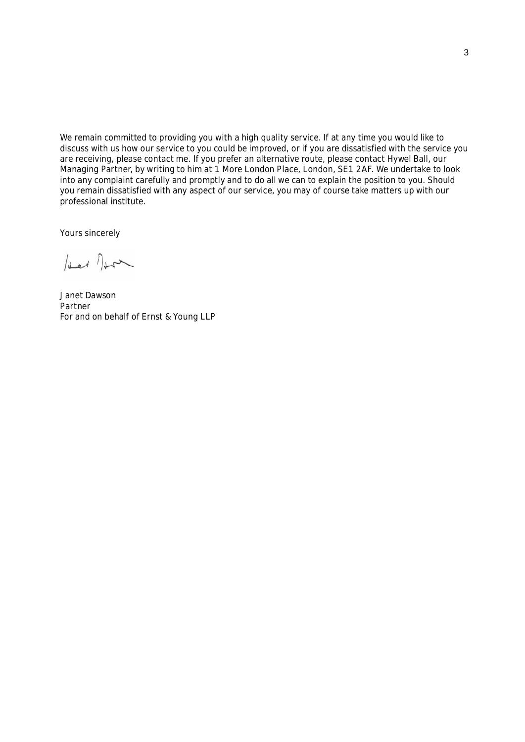We remain committed to providing you with a high quality service. If at any time you would like to discuss with us how our service to you could be improved, or if you are dissatisfied with the service you are receiving, please contact me. If you prefer an alternative route, please contact Hywel Ball, our Managing Partner, by writing to him at 1 More London Place, London, SE1 2AF. We undertake to look into any complaint carefully and promptly and to do all we can to explain the position to you. Should you remain dissatisfied with any aspect of our service, you may of course take matters up with our professional institute.

Yours sincerely

Janet Dawson
Partner
For and on behalf of Ernst & Young LLP